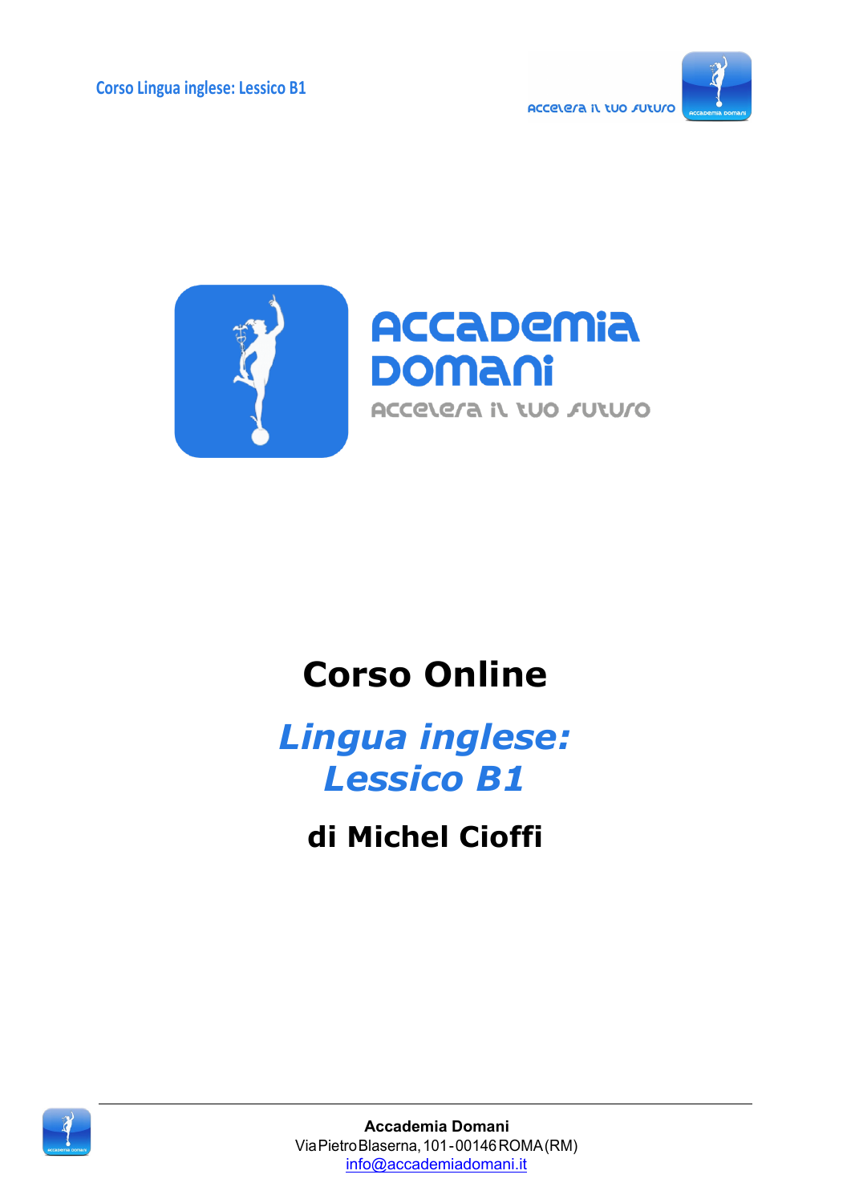# Accademia Domani

accelera il tuo futuro

# Corso Online

## *Lingua inglese: Lessico B1*

### di Michel Cioffi

**Accademia Domani**
Via Pietro Blaserna, 101 - 00146 ROMA (RM)
info@accademiadomani.it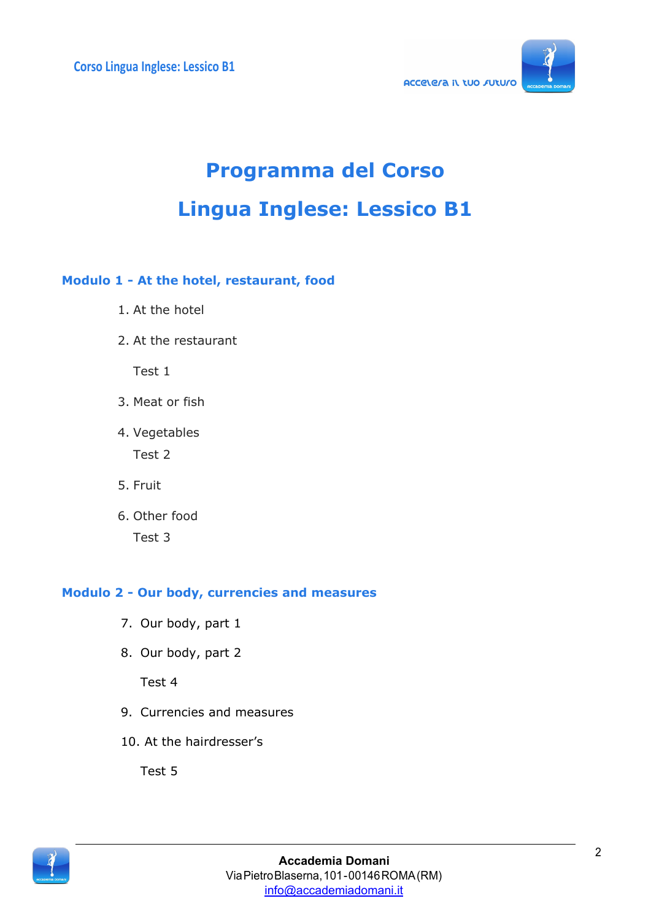# Programma del Corso

# Lingua Inglese: Lessico B1

## Modulo 1 - At the hotel, restaurant, food

1. At the hotel
2. At the restaurant

   Test 1

3. Meat or fish
4. Vegetables

   Test 2

5. Fruit
6. Other food

   Test 3

## Modulo 2 - Our body, currencies and measures

7. Our body, part 1
8. Our body, part 2

   Test 4

9. Currencies and measures
10. At the hairdresser's

    Test 5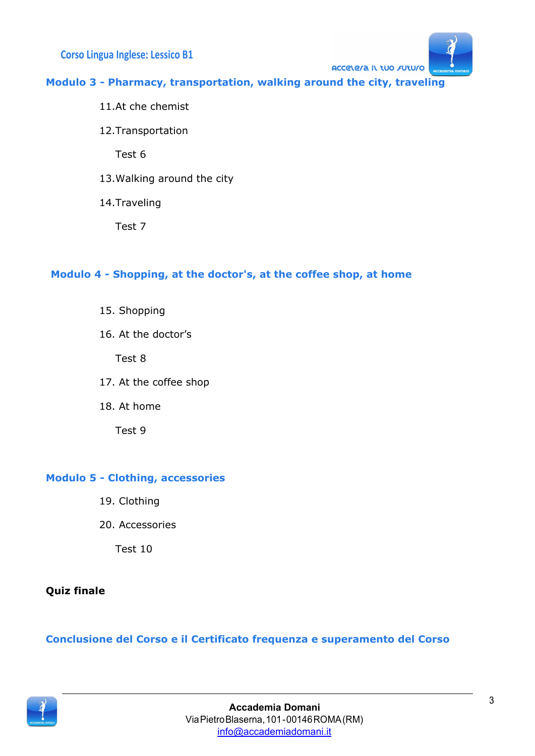## Modulo 3 - Pharmacy, transportation, walking around the city, traveling

11. At che chemist
12. Transportation

    Test 6

13. Walking around the city
14. Traveling

    Test 7

## Modulo 4 - Shopping, at the doctor's, at the coffee shop, at home

15. Shopping
16. At the doctor's

    Test 8

17. At the coffee shop
18. At home

    Test 9

## Modulo 5 - Clothing, accessories

19. Clothing
20. Accessories

    Test 10

**Quiz finale**

## Conclusione del Corso e il Certificato frequenza e superamento del Corso